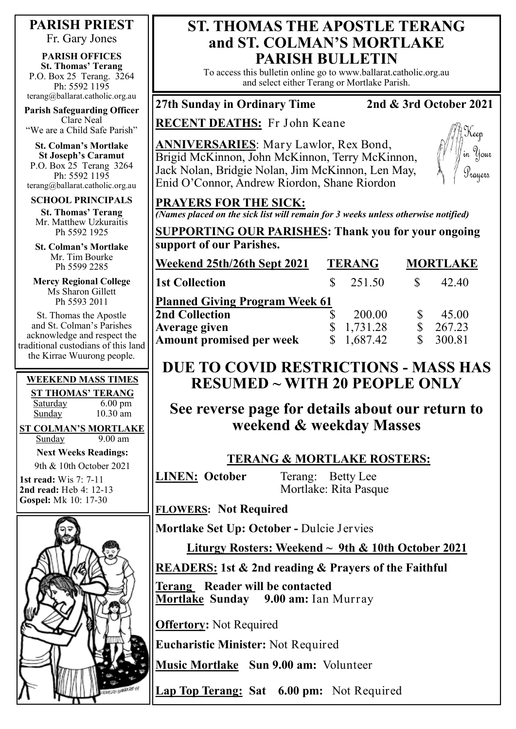# ST. THOMAS THE APOSTLE TERANG and ST. COLMAN'S MORTLAKE PARISH BULLETIN

To access this bulletin online go to www.ballarat.catholic.org.au and select either Terang or Mortlake Parish.

**27th Sunday in Ordinary Time** **2nd & 3rd October 2021**

**RECENT DEATHS:** Fr John Keane

**ANNIVERSARIES**: Mary Lawlor, Rex Bond, Brigid McKinnon, John McKinnon, Terry McKinnon, Jack Nolan, Bridgie Nolan, Jim McKinnon, Len May, Enid O'Connor, Andrew Riordon, Shane Riordon

Keep in Your Prayers

**PRAYERS FOR THE SICK:**

*(Names placed on the sick list will remain for 3 weeks unless otherwise notified)*

**SUPPORTING OUR PARISHES: Thank you for your ongoing support of our Parishes.**

| Weekend 25th/26th Sept 2021 | TERANG | MORTLAKE |
|---|---|---|
| 1st Collection | $ 251.50 | $ 42.40 |
| **Planned Giving Program Week 61** | | |
| 2nd Collection | $ 200.00 | $ 45.00 |
| Average given | $ 1,731.28 | $ 267.23 |
| Amount promised per week | $ 1,687.42 | $ 300.81 |

## DUE TO COVID RESTRICTIONS - MASS HAS RESUMED ~ WITH 20 PEOPLE ONLY

### See reverse page for details about our return to weekend & weekday Masses

### TERANG & MORTLAKE ROSTERS:

**LINEN: October** Terang: Betty Lee
Mortlake: Rita Pasque

**FLOWERS: Not Required**

**Mortlake Set Up: October -** Dulcie Jervies

**Liturgy Rosters: Weekend ~ 9th & 10th October 2021**

**READERS: 1st & 2nd reading & Prayers of the Faithful**

**Terang Reader will be contacted**
**Mortlake Sunday 9.00 am:** Ian Murray

**Offertory:** Not Required

**Eucharistic Minister:** Not Required

**Music Mortlake Sun 9.00 am:** Volunteer

**Lap Top Terang: Sat 6.00 pm:** Not Required

---

**PARISH PRIEST**
Fr. Gary Jones

**PARISH OFFICES**
**St. Thomas' Terang**
P.O. Box 25 Terang. 3264
Ph: 5592 1195
terang@ballarat.catholic.org.au

**Parish Safeguarding Officer**
Clare Neal
"We are a Child Safe Parish"

**St. Colman's Mortlake**
**St Joseph's Caramut**
P.O. Box 25 Terang 3264
Ph: 5592 1195
terang@ballarat.catholic.org.au

**SCHOOL PRINCIPALS**

**St. Thomas' Terang**
Mr. Matthew Uzkuraitis
Ph 5592 1925

**St. Colman's Mortlake**
Mr. Tim Bourke
Ph 5599 2285

**Mercy Regional College**
Ms Sharon Gillett
Ph 5593 2011

St. Thomas the Apostle and St. Colman's Parishes acknowledge and respect the traditional custodians of this land the Kirrae Wuurong people.

**WEEKEND MASS TIMES**

**ST THOMAS' TERANG**
Saturday 6.00 pm
Sunday 10.30 am

**ST COLMAN'S MORTLAKE**
Sunday 9.00 am

**Next Weeks Readings:**
9th & 10th October 2021

**1st read:** Wis 7: 7-11
**2nd read:** Heb 4: 12-13
**Gospel:** Mk 10: 17-30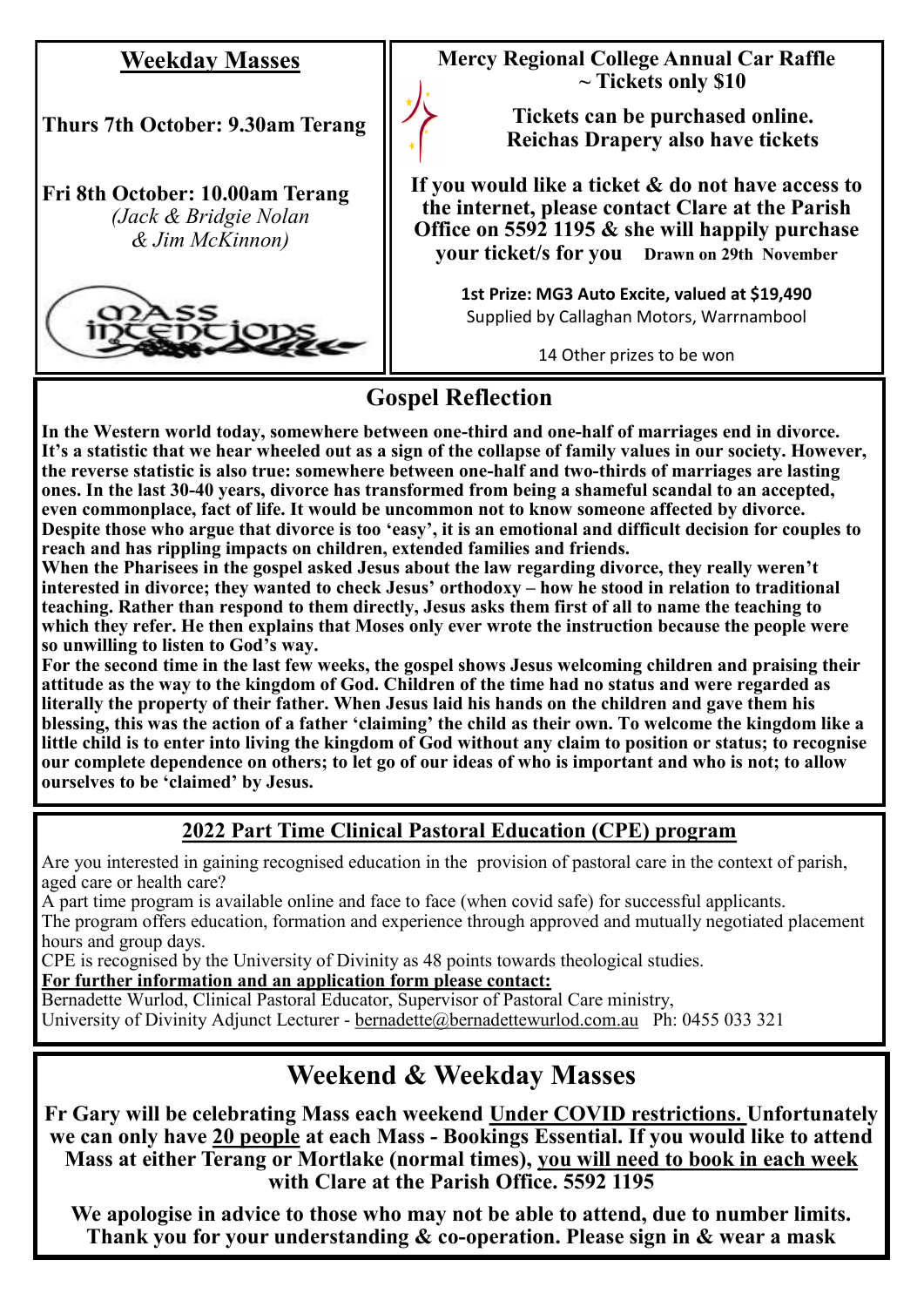## Weekday Masses

**Thurs 7th October: 9.30am Terang**

**Fri 8th October: 10.00am Terang**
*(Jack & Bridgie Nolan & Jim McKinnon)*

**Mercy Regional College Annual Car Raffle ~ Tickets only $10**

**Tickets can be purchased online. Reichas Drapery also have tickets**

**If you would like a ticket & do not have access to the internet, please contact Clare at the Parish Office on 5592 1195 & she will happily purchase your ticket/s for you** **Drawn on 29th November**

**1st Prize: MG3 Auto Excite, valued at $19,490**
Supplied by Callaghan Motors, Warrnambool

14 Other prizes to be won

## Gospel Reflection

**In the Western world today, somewhere between one-third and one-half of marriages end in divorce. It's a statistic that we hear wheeled out as a sign of the collapse of family values in our society. However, the reverse statistic is also true: somewhere between one-half and two-thirds of marriages are lasting ones. In the last 30-40 years, divorce has transformed from being a shameful scandal to an accepted, even commonplace, fact of life. It would be uncommon not to know someone affected by divorce. Despite those who argue that divorce is too 'easy', it is an emotional and difficult decision for couples to reach and has rippling impacts on children, extended families and friends.**

**When the Pharisees in the gospel asked Jesus about the law regarding divorce, they really weren't interested in divorce; they wanted to check Jesus' orthodoxy – how he stood in relation to traditional teaching. Rather than respond to them directly, Jesus asks them first of all to name the teaching to which they refer. He then explains that Moses only ever wrote the instruction because the people were so unwilling to listen to God's way.**

**For the second time in the last few weeks, the gospel shows Jesus welcoming children and praising their attitude as the way to the kingdom of God. Children of the time had no status and were regarded as literally the property of their father. When Jesus laid his hands on the children and gave them his blessing, this was the action of a father 'claiming' the child as their own. To welcome the kingdom like a little child is to enter into living the kingdom of God without any claim to position or status; to recognise our complete dependence on others; to let go of our ideas of who is important and who is not; to allow ourselves to be 'claimed' by Jesus.**

## 2022 Part Time Clinical Pastoral Education (CPE) program

Are you interested in gaining recognised education in the provision of pastoral care in the context of parish, aged care or health care?
A part time program is available online and face to face (when covid safe) for successful applicants.
The program offers education, formation and experience through approved and mutually negotiated placement hours and group days.
CPE is recognised by the University of Divinity as 48 points towards theological studies.
**For further information and an application form please contact:**
Bernadette Wurlod, Clinical Pastoral Educator, Supervisor of Pastoral Care ministry,
University of Divinity Adjunct Lecturer - bernadette@bernadettewurlod.com.au Ph: 0455 033 321

## Weekend & Weekday Masses

**Fr Gary will be celebrating Mass each weekend Under COVID restrictions. Unfortunately we can only have 20 people at each Mass - Bookings Essential. If you would like to attend Mass at either Terang or Mortlake (normal times), you will need to book in each week with Clare at the Parish Office. 5592 1195**

**We apologise in advice to those who may not be able to attend, due to number limits. Thank you for your understanding & co-operation. Please sign in & wear a mask**